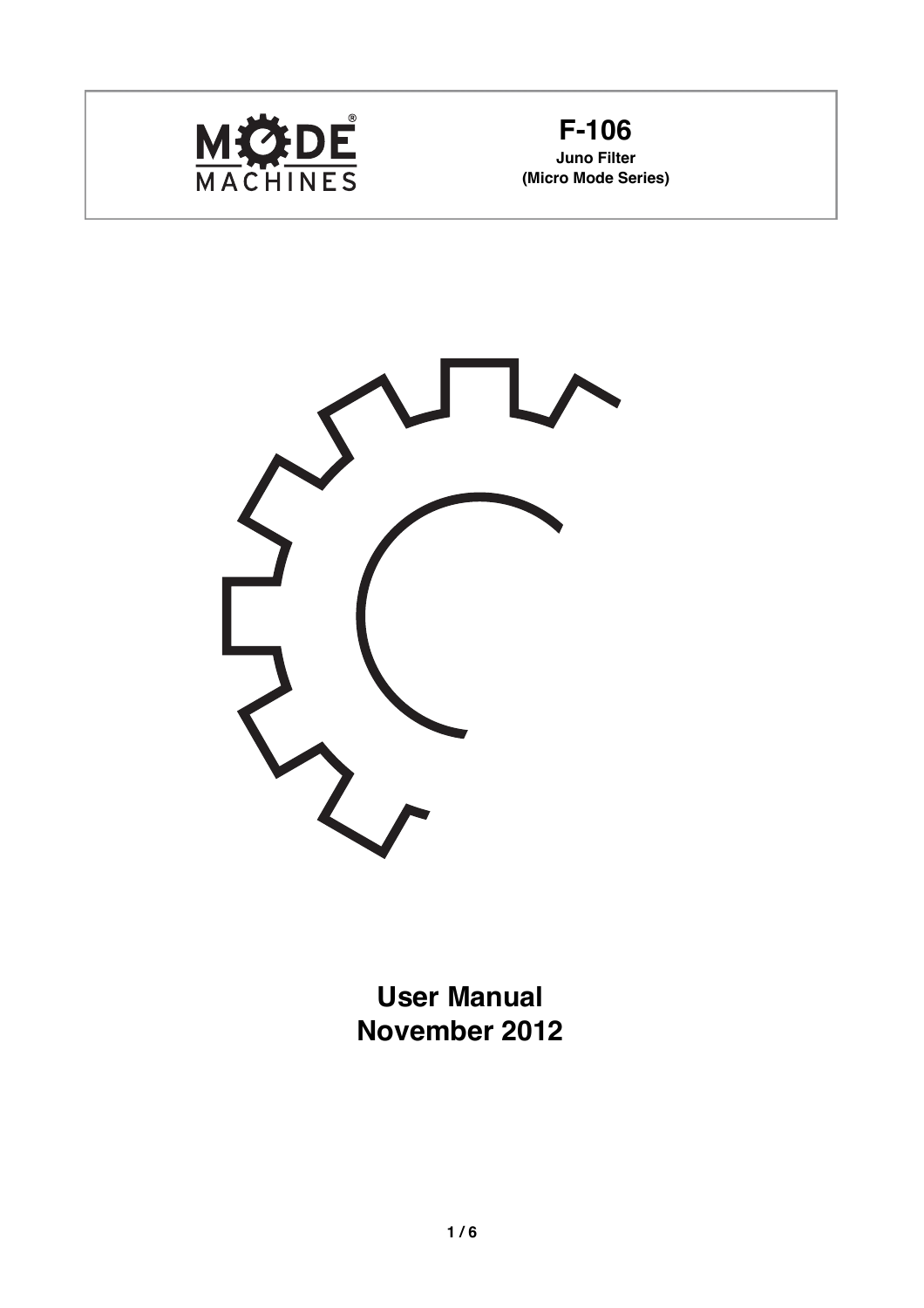MODE MACHINES

# F-106

**Juno Filter**

**(Micro Mode Series)**

## User Manual
## November 2012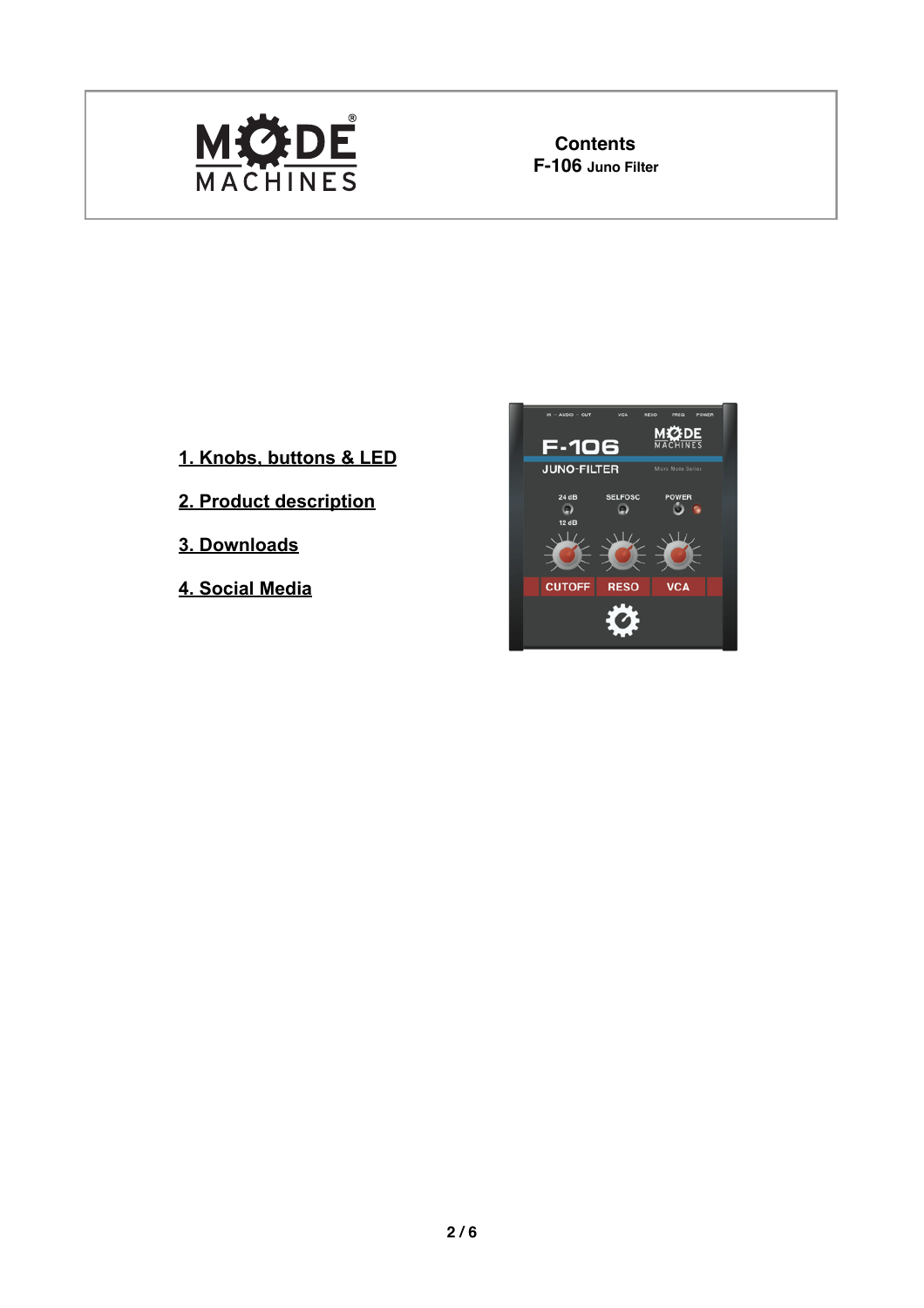**Contents**
**F-106 Juno Filter**

1. Knobs, buttons & LED

2. Product description

3. Downloads

4. Social Media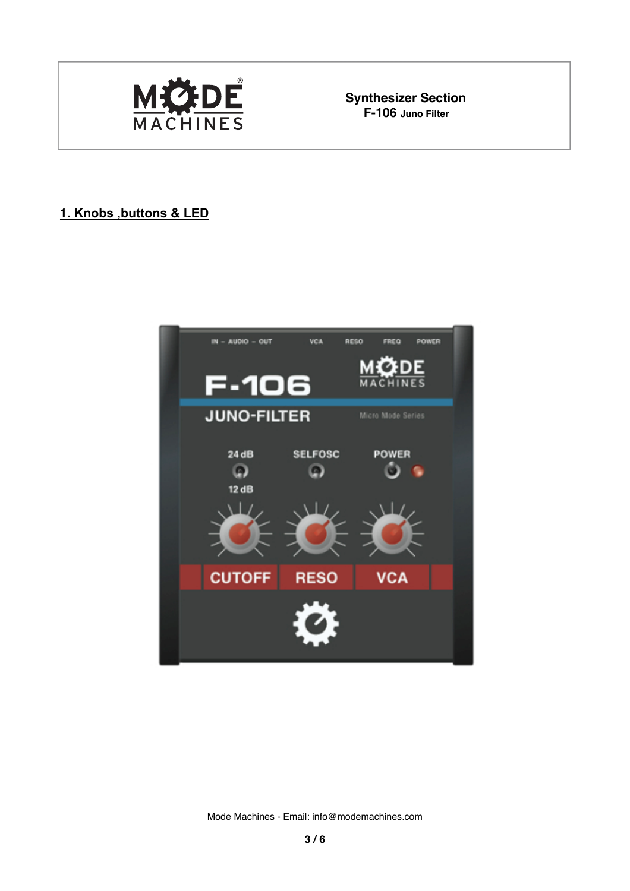## 1. Knobs ,buttons & LED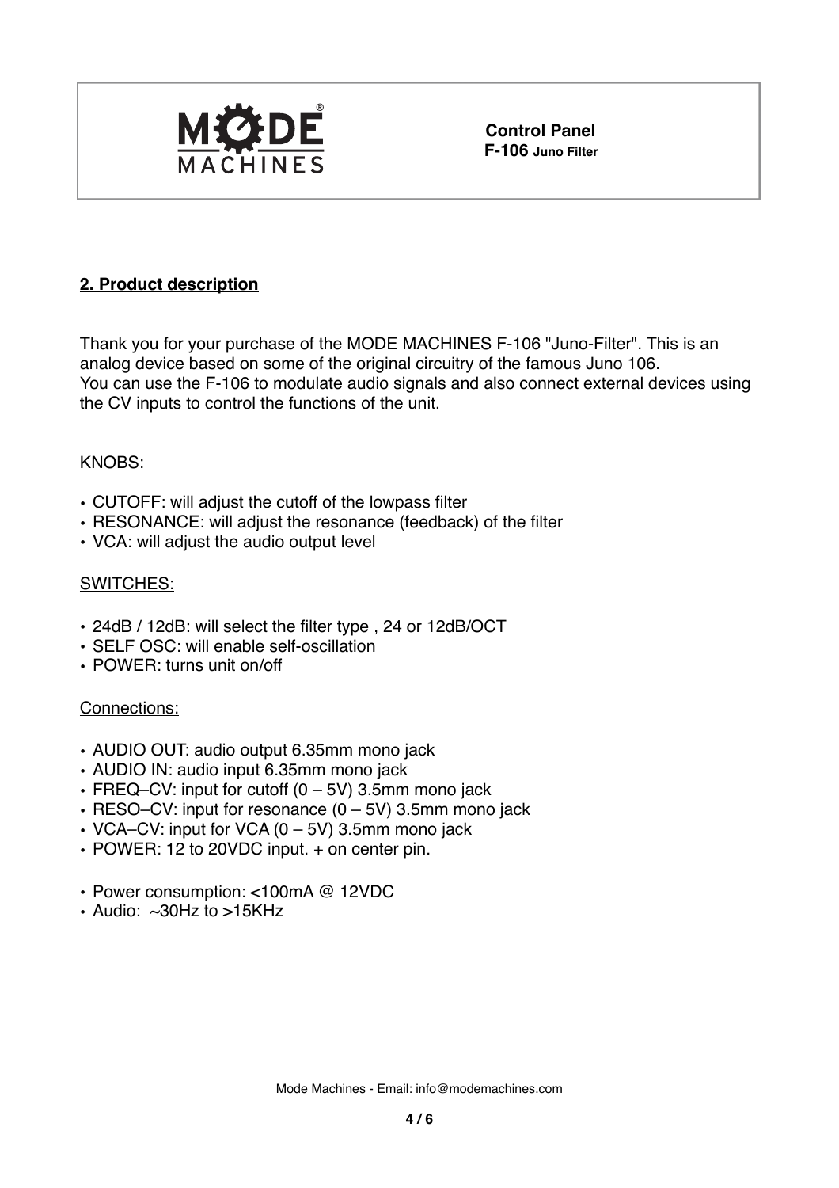**Control Panel**
**F-106 Juno Filter**

## 2. Product description

Thank you for your purchase of the MODE MACHINES F-106 "Juno-Filter". This is an analog device based on some of the original circuitry of the famous Juno 106.
You can use the F-106 to modulate audio signals and also connect external devices using the CV inputs to control the functions of the unit.

KNOBS:

- CUTOFF: will adjust the cutoff of the lowpass filter
- RESONANCE: will adjust the resonance (feedback) of the filter
- VCA: will adjust the audio output level

SWITCHES:

- 24dB / 12dB: will select the filter type , 24 or 12dB/OCT
- SELF OSC: will enable self-oscillation
- POWER: turns unit on/off

Connections:

- AUDIO OUT: audio output 6.35mm mono jack
- AUDIO IN: audio input 6.35mm mono jack
- FREQ–CV: input for cutoff (0 – 5V) 3.5mm mono jack
- RESO–CV: input for resonance (0 – 5V) 3.5mm mono jack
- VCA–CV: input for VCA (0 – 5V) 3.5mm mono jack
- POWER: 12 to 20VDC input. + on center pin.

- Power consumption: <100mA @ 12VDC
- Audio: ~30Hz to >15KHz

Mode Machines - Email: info@modemachines.com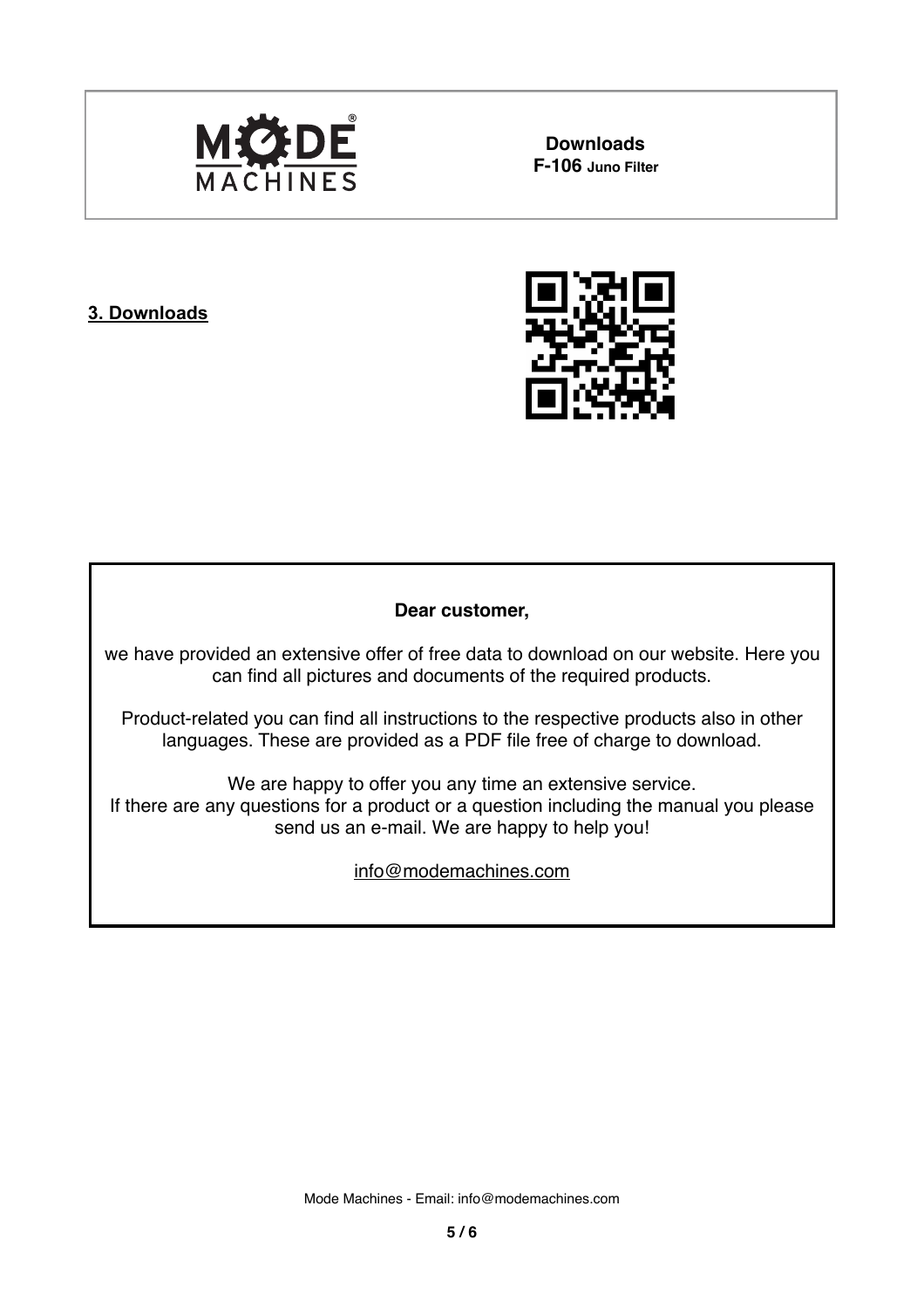**Downloads**
**F-106 Juno Filter**

## 3. Downloads

**Dear customer,**

we have provided an extensive offer of free data to download on our website. Here you can find all pictures and documents of the required products.

Product-related you can find all instructions to the respective products also in other languages. These are provided as a PDF file free of charge to download.

We are happy to offer you any time an extensive service.
If there are any questions for a product or a question including the manual you please send us an e-mail. We are happy to help you!

info@modemachines.com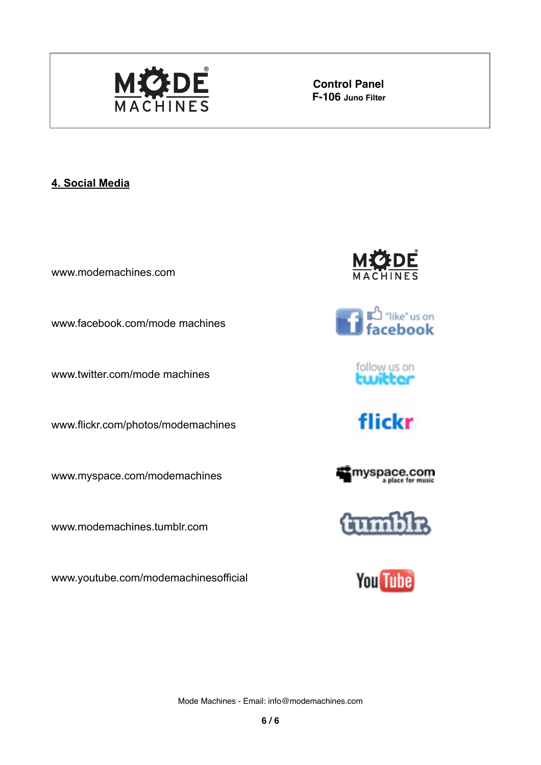## 4. Social Media

www.modemachines.com

www.facebook.com/mode machines

www.twitter.com/mode machines

www.flickr.com/photos/modemachines

www.myspace.com/modemachines

www.modemachines.tumblr.com

www.youtube.com/modemachinesofficial